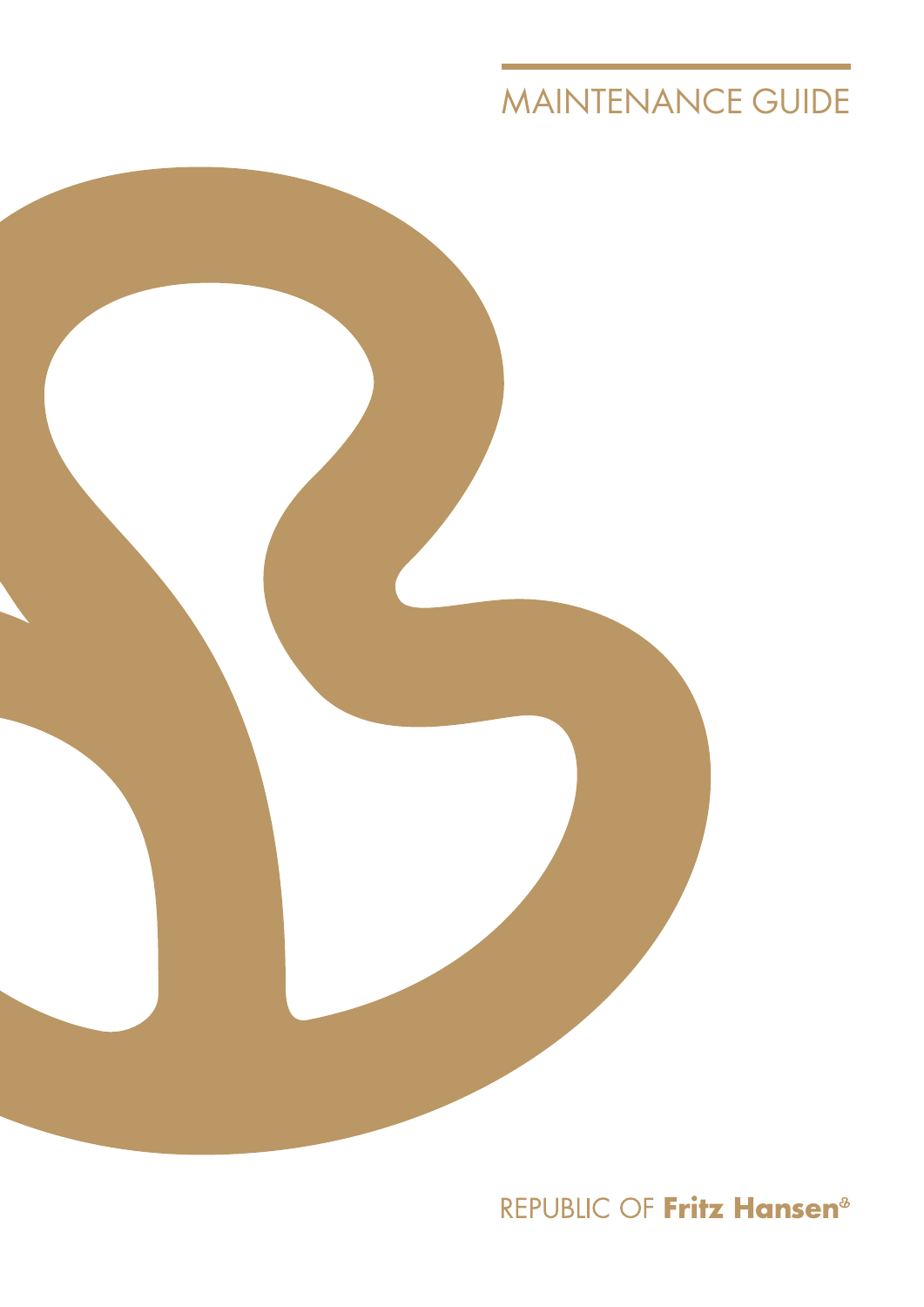# MAINTENANCE GUIDE

REPUBLIC OF **Fritz Hansen**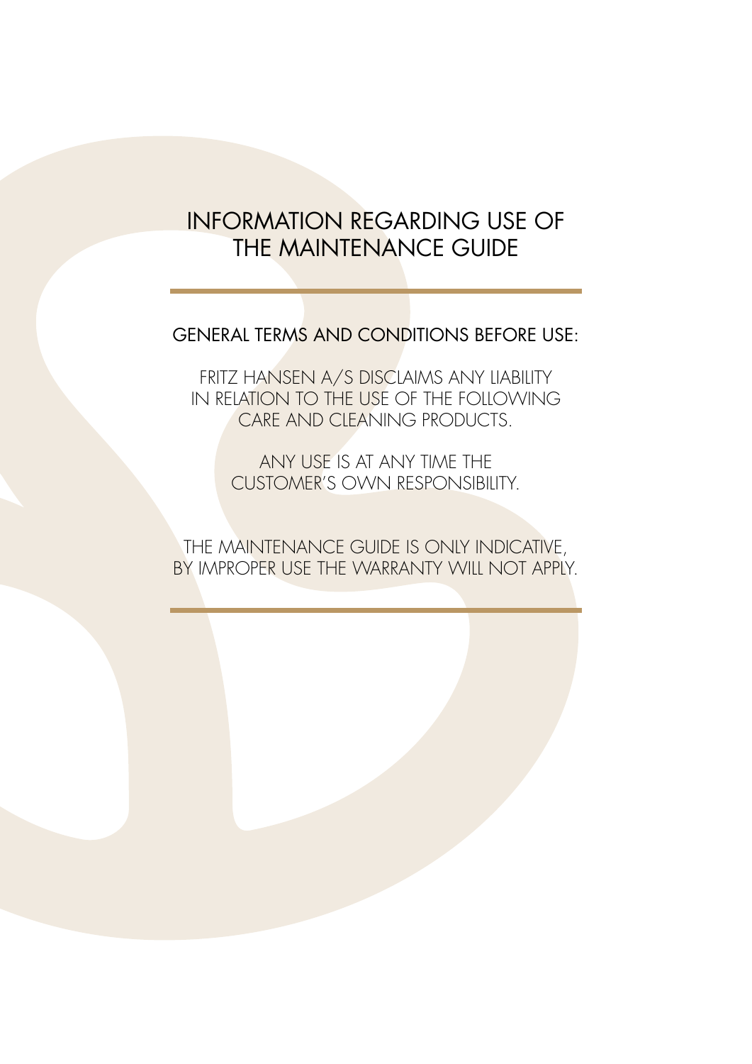# INFORMATION REGARDING USE OF THE MAINTENANCE GUIDE

---

## GENERAL TERMS AND CONDITIONS BEFORE USE:

FRITZ HANSEN A/S DISCLAIMS ANY LIABILITY IN RELATION TO THE USE OF THE FOLLOWING CARE AND CLEANING PRODUCTS.

ANY USE IS AT ANY TIME THE CUSTOMER'S OWN RESPONSIBILITY.

THE MAINTENANCE GUIDE IS ONLY INDICATIVE, BY IMPROPER USE THE WARRANTY WILL NOT APPLY.

---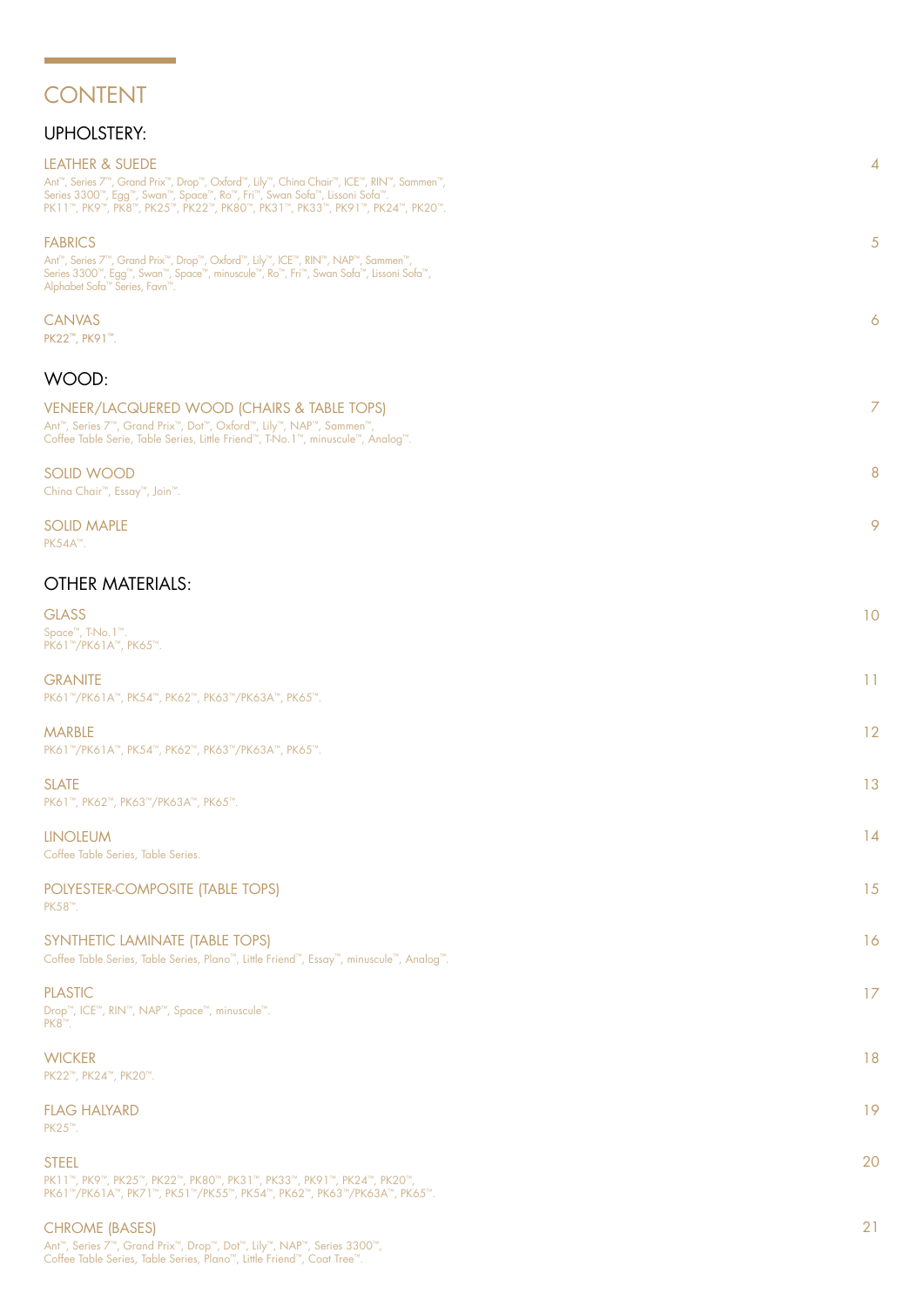# CONTENT

## UPHOLSTERY:

### LEATHER & SUEDE — 4

Ant™, Series 7™, Grand Prix™, Drop™, Oxford™, Lily™, China Chair™, ICE™, RIN™, Sammen™,
Series 3300™, Egg™, Swan™, Space™, Ro™, Fri™, Swan Sofa™, Lissoni Sofa™.
PK11™, PK9™, PK8™, PK25™, PK22™, PK80™, PK31™, PK33™, PK91™, PK24™, PK20™.

### FABRICS — 5

Ant™, Series 7™, Grand Prix™, Drop™, Oxford™, Lily™, ICE™, RIN™, NAP™, Sammen™,
Series 3300™, Egg™, Swan™, Space™, minuscule™, Ro™, Fri™, Swan Sofa™, Lissoni Sofa™,
Alphabet Sofa™ Series, Favn™.

### CANVAS — 6

PK22™, PK91™.

## WOOD:

### VENEER/LACQUERED WOOD (CHAIRS & TABLE TOPS) — 7

Ant™, Series 7™, Grand Prix™, Dot™, Oxford™, Lily™, NAP™, Sammen™,
Coffee Table Serie, Table Series, Little Friend™, T-No.1™, minuscule™, Analog™.

### SOLID WOOD — 8

China Chair™, Essay™, Join™.

### SOLID MAPLE — 9

PK54A™.

## OTHER MATERIALS:

### GLASS — 10

Space™, T-No.1™.
PK61™/PK61A™, PK65™.

### GRANITE — 11

PK61™/PK61A™, PK54™, PK62™, PK63™/PK63A™, PK65™.

### MARBLE — 12

PK61™/PK61A™, PK54™, PK62™, PK63™/PK63A™, PK65™.

### SLATE — 13

PK61™, PK62™, PK63™/PK63A™, PK65™.

### LINOLEUM — 14

Coffee Table Series, Table Series.

### POLYESTER-COMPOSITE (TABLE TOPS) — 15

PK58™.

### SYNTHETIC LAMINATE (TABLE TOPS) — 16

Coffee Table Series, Table Series, Plano™, Little Friend™, Essay™, minuscule™, Analog™.

### PLASTIC — 17

Drop™, ICE™, RIN™, NAP™, Space™, minuscule™.
PK8™.

### WICKER — 18

PK22™, PK24™, PK20™.

### FLAG HALYARD — 19

PK25™.

### STEEL — 20

PK11™, PK9™, PK25™, PK22™, PK80™, PK31™, PK33™, PK91™, PK24™, PK20™,
PK61™/PK61A™, PK71™, PK51™/PK55™, PK54™, PK62™, PK63™/PK63A™, PK65™.

### CHROME (BASES) — 21

Ant™, Series 7™, Grand Prix™, Drop™, Dot™, Lily™, NAP™, Series 3300™,
Coffee Table Series, Table Series, Plano™, Little Friend™, Coat Tree™.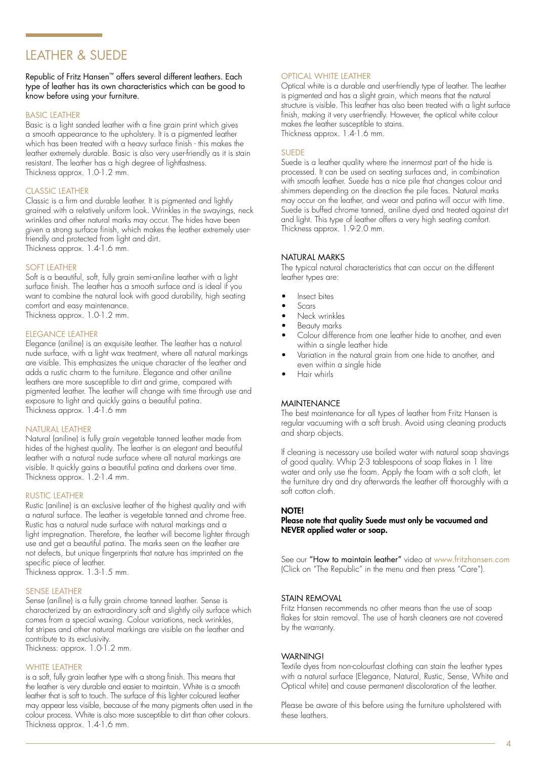# LEATHER & SUEDE

Republic of Fritz Hansen™ offers several different leathers. Each type of leather has its own characteristics which can be good to know before using your furniture.

## BASIC LEATHER

Basic is a light sanded leather with a fine grain print which gives a smooth appearance to the upholstery. It is a pigmented leather which has been treated with a heavy surface finish - this makes the leather extremely durable. Basic is also very user-friendly as it is stain resistant. The leather has a high degree of lightfastness.
Thickness approx. 1.0-1.2 mm.

## CLASSIC LEATHER

Classic is a firm and durable leather. It is pigmented and lightly grained with a relatively uniform look. Wrinkles in the swayings, neck wrinkles and other natural marks may occur. The hides have been given a strong surface finish, which makes the leather extremely user-friendly and protected from light and dirt.
Thickness approx. 1.4-1.6 mm.

## SOFT LEATHER

Soft is a beautiful, soft, fully grain semi-aniline leather with a light surface finish. The leather has a smooth surface and is ideal if you want to combine the natural look with good durability, high seating comfort and easy maintenance.
Thickness approx. 1.0-1.2 mm.

## ELEGANCE LEATHER

Elegance (aniline) is an exquisite leather. The leather has a natural nude surface, with a light wax treatment, where all natural markings are visible. This emphasizes the unique character of the leather and adds a rustic charm to the furniture. Elegance and other aniline leathers are more susceptible to dirt and grime, compared with pigmented leather. The leather will change with time through use and exposure to light and quickly gains a beautiful patina.
Thickness approx. 1.4-1.6 mm

## NATURAL LEATHER

Natural (aniline) is fully grain vegetable tanned leather made from hides of the highest quality. The leather is an elegant and beautiful leather with a natural nude surface where all natural markings are visible. It quickly gains a beautiful patina and darkens over time.
Thickness approx. 1.2-1.4 mm.

## RUSTIC LEATHER

Rustic (aniline) is an exclusive leather of the highest quality and with a natural surface. The leather is vegetable tanned and chrome free. Rustic has a natural nude surface with natural markings and a light impregnation. Therefore, the leather will become lighter through use and get a beautiful patina. The marks seen on the leather are not defects, but unique fingerprints that nature has imprinted on the specific piece of leather.
Thickness approx. 1.3-1.5 mm.

## SENSE LEATHER

Sense (aniline) is a fully grain chrome tanned leather. Sense is characterized by an extraordinary soft and slightly oily surface which comes from a special waxing. Colour variations, neck wrinkles, fat stripes and other natural markings are visible on the leather and contribute to its exclusivity.
Thickness: approx. 1.0-1.2 mm.

## WHITE LEATHER

is a soft, fully grain leather type with a strong finish. This means that the leather is very durable and easier to maintain. White is a smooth leather that is soft to touch. The surface of this lighter coloured leather may appear less visible, because of the many pigments often used in the colour process. White is also more susceptible to dirt than other colours.
Thickness approx. 1.4-1.6 mm.

## OPTICAL WHITE LEATHER

Optical white is a durable and user-friendly type of leather. The leather is pigmented and has a slight grain, which means that the natural structure is visible. This leather has also been treated with a light surface finish, making it very user-friendly. However, the optical white colour makes the leather susceptible to stains.
Thickness approx. 1.4-1.6 mm.

## SUEDE

Suede is a leather quality where the innermost part of the hide is processed. It can be used on seating surfaces and, in combination with smooth leather. Suede has a nice pile that changes colour and shimmers depending on the direction the pile faces. Natural marks may occur on the leather, and wear and patina will occur with time. Suede is buffed chrome tanned, aniline dyed and treated against dirt and light. This type of leather offers a very high seating comfort.
Thickness approx. 1.9-2.0 mm.

## NATURAL MARKS

The typical natural characteristics that can occur on the different leather types are:

- Insect bites
- Scars
- Neck wrinkles
- Beauty marks
- Colour difference from one leather hide to another, and even within a single leather hide
- Variation in the natural grain from one hide to another, and even within a single hide
- Hair whirls

## MAINTENANCE

The best maintenance for all types of leather from Fritz Hansen is regular vacuuming with a soft brush. Avoid using cleaning products and sharp objects.

If cleaning is necessary use boiled water with natural soap shavings of good quality. Whip 2-3 tablespoons of soap flakes in 1 litre water and only use the foam. Apply the foam with a soft cloth, let the furniture dry and dry afterwards the leather off thoroughly with a soft cotton cloth.

**NOTE!**
**Please note that quality Suede must only be vacuumed and NEVER applied water or soap.**

See our **"How to maintain leather"** video at www.fritzhansen.com (Click on "The Republic" in the menu and then press "Care").

## STAIN REMOVAL

Fritz Hansen recommends no other means than the use of soap flakes for stain removal. The use of harsh cleaners are not covered by the warranty.

## WARNING!

Textile dyes from non-colourfast clothing can stain the leather types with a natural surface (Elegance, Natural, Rustic, Sense, White and Optical white) and cause permanent discoloration of the leather.

Please be aware of this before using the furniture upholstered with these leathers.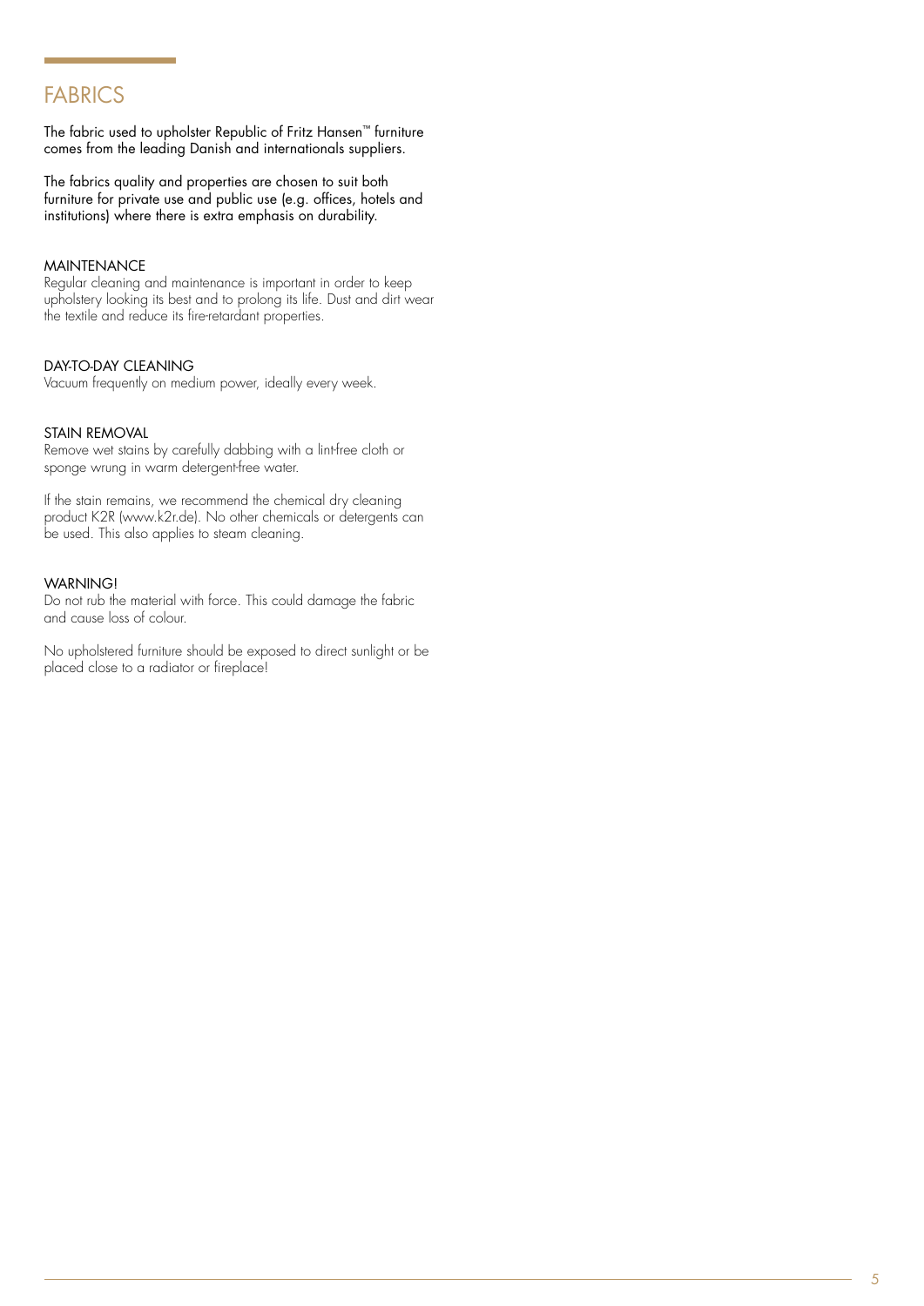# FABRICS

The fabric used to upholster Republic of Fritz Hansen™ furniture comes from the leading Danish and internationals suppliers.

The fabrics quality and properties are chosen to suit both furniture for private use and public use (e.g. offices, hotels and institutions) where there is extra emphasis on durability.

### MAINTENANCE

Regular cleaning and maintenance is important in order to keep upholstery looking its best and to prolong its life. Dust and dirt wear the textile and reduce its fire-retardant properties.

### DAY-TO-DAY CLEANING

Vacuum frequently on medium power, ideally every week.

### STAIN REMOVAL

Remove wet stains by carefully dabbing with a lint-free cloth or sponge wrung in warm detergent-free water.

If the stain remains, we recommend the chemical dry cleaning product K2R (www.k2r.de). No other chemicals or detergents can be used. This also applies to steam cleaning.

### WARNING!

Do not rub the material with force. This could damage the fabric and cause loss of colour.

No upholstered furniture should be exposed to direct sunlight or be placed close to a radiator or fireplace!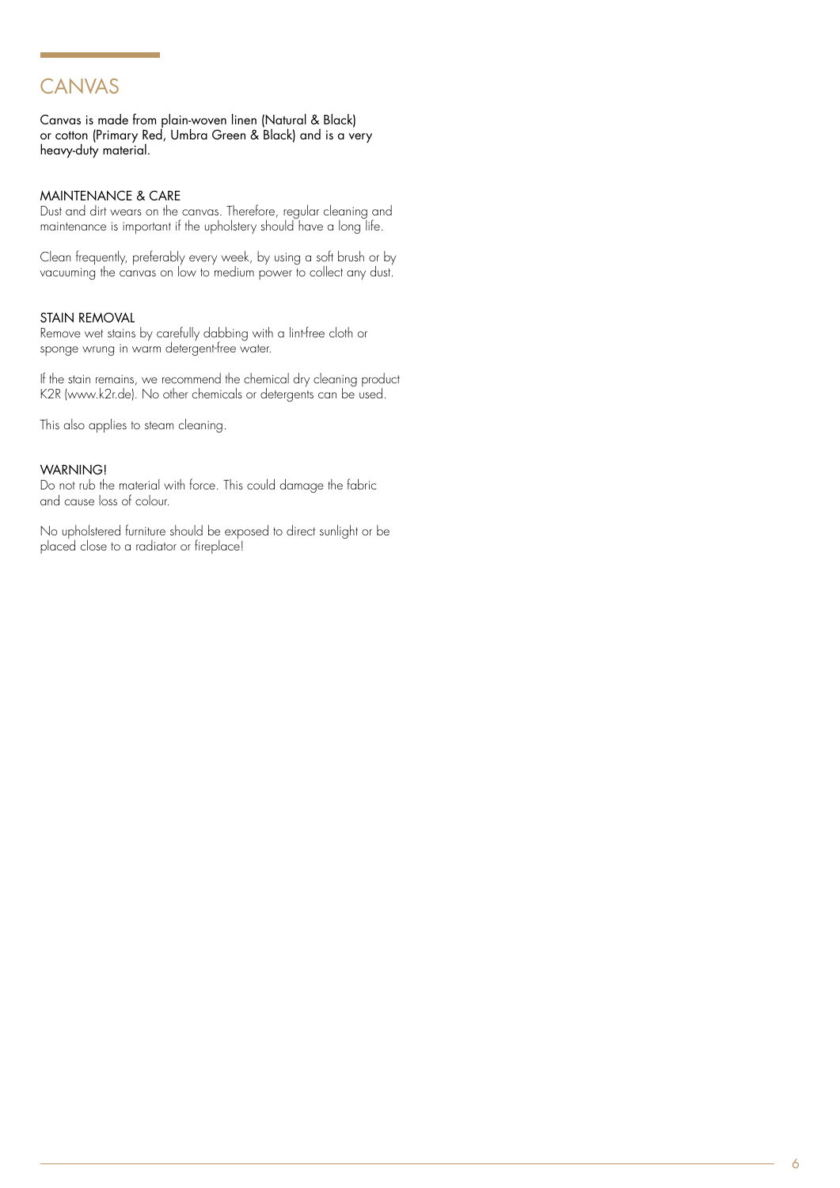# CANVAS

Canvas is made from plain-woven linen (Natural & Black) or cotton (Primary Red, Umbra Green & Black) and is a very heavy-duty material.

## MAINTENANCE & CARE

Dust and dirt wears on the canvas. Therefore, regular cleaning and maintenance is important if the upholstery should have a long life.

Clean frequently, preferably every week, by using a soft brush or by vacuuming the canvas on low to medium power to collect any dust.

## STAIN REMOVAL

Remove wet stains by carefully dabbing with a lint-free cloth or sponge wrung in warm detergent-free water.

If the stain remains, we recommend the chemical dry cleaning product K2R (www.k2r.de). No other chemicals or detergents can be used.

This also applies to steam cleaning.

## WARNING!

Do not rub the material with force. This could damage the fabric and cause loss of colour.

No upholstered furniture should be exposed to direct sunlight or be placed close to a radiator or fireplace!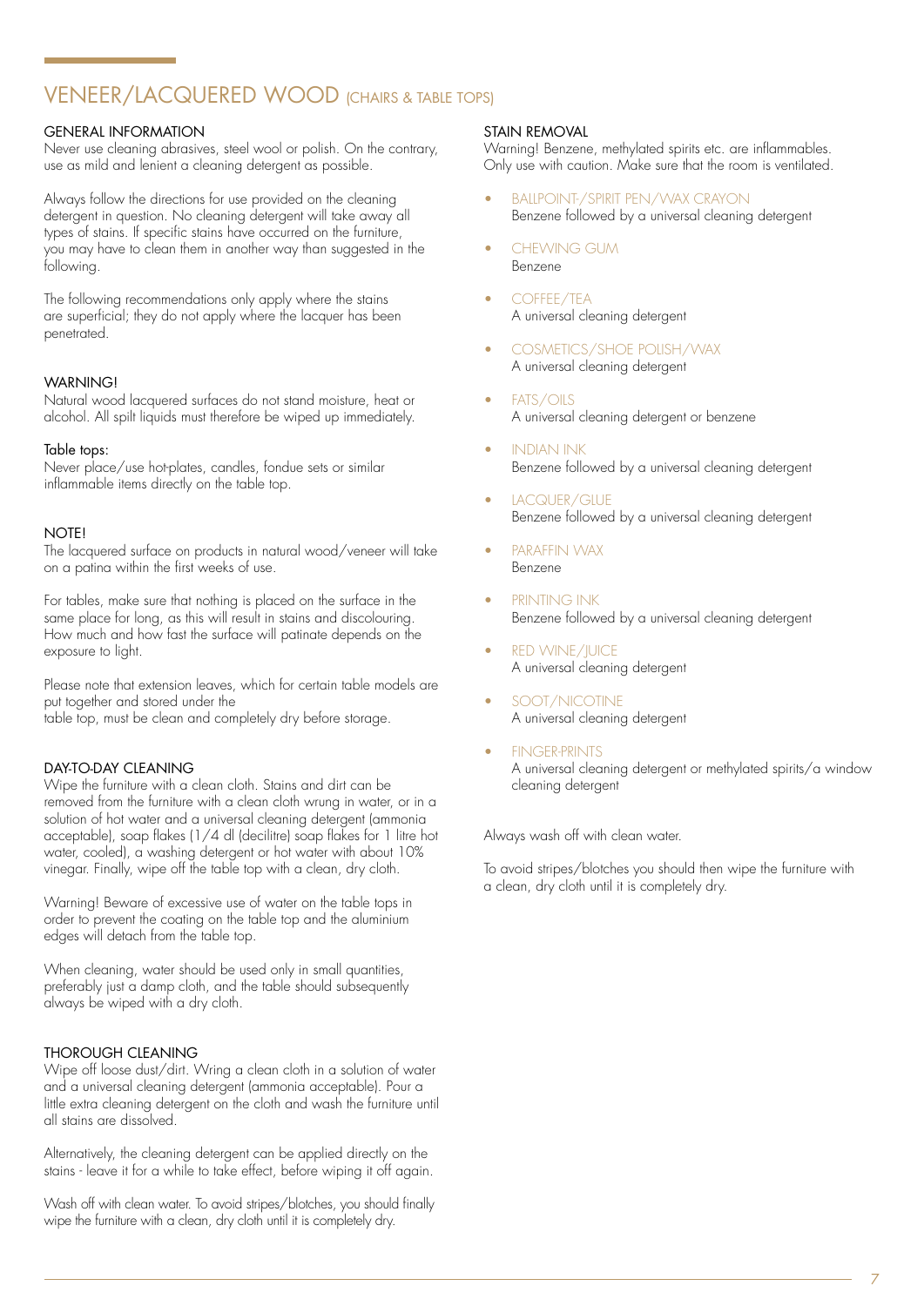# VENEER/LACQUERED WOOD (CHAIRS & TABLE TOPS)

## GENERAL INFORMATION

Never use cleaning abrasives, steel wool or polish. On the contrary, use as mild and lenient a cleaning detergent as possible.

Always follow the directions for use provided on the cleaning detergent in question. No cleaning detergent will take away all types of stains. If specific stains have occurred on the furniture, you may have to clean them in another way than suggested in the following.

The following recommendations only apply where the stains are superficial; they do not apply where the lacquer has been penetrated.

## WARNING!

Natural wood lacquered surfaces do not stand moisture, heat or alcohol. All spilt liquids must therefore be wiped up immediately.

Table tops:
Never place/use hot-plates, candles, fondue sets or similar inflammable items directly on the table top.

## NOTE!

The lacquered surface on products in natural wood/veneer will take on a patina within the first weeks of use.

For tables, make sure that nothing is placed on the surface in the same place for long, as this will result in stains and discolouring. How much and how fast the surface will patinate depends on the exposure to light.

Please note that extension leaves, which for certain table models are put together and stored under the table top, must be clean and completely dry before storage.

## DAY-TO-DAY CLEANING

Wipe the furniture with a clean cloth. Stains and dirt can be removed from the furniture with a clean cloth wrung in water, or in a solution of hot water and a universal cleaning detergent (ammonia acceptable), soap flakes (1/4 dl (decilitre) soap flakes for 1 litre hot water, cooled), a washing detergent or hot water with about 10% vinegar. Finally, wipe off the table top with a clean, dry cloth.

Warning! Beware of excessive use of water on the table tops in order to prevent the coating on the table top and the aluminium edges will detach from the table top.

When cleaning, water should be used only in small quantities, preferably just a damp cloth, and the table should subsequently always be wiped with a dry cloth.

## THOROUGH CLEANING

Wipe off loose dust/dirt. Wring a clean cloth in a solution of water and a universal cleaning detergent (ammonia acceptable). Pour a little extra cleaning detergent on the cloth and wash the furniture until all stains are dissolved.

Alternatively, the cleaning detergent can be applied directly on the stains - leave it for a while to take effect, before wiping it off again.

Wash off with clean water. To avoid stripes/blotches, you should finally wipe the furniture with a clean, dry cloth until it is completely dry.

## STAIN REMOVAL

Warning! Benzene, methylated spirits etc. are inflammables. Only use with caution. Make sure that the room is ventilated.

- BALLPOINT-/SPIRIT PEN/WAX CRAYON
  Benzene followed by a universal cleaning detergent
- CHEWING GUM
  Benzene
- COFFEE/TEA
  A universal cleaning detergent
- COSMETICS/SHOE POLISH/WAX
  A universal cleaning detergent
- FATS/OILS
  A universal cleaning detergent or benzene
- INDIAN INK
  Benzene followed by a universal cleaning detergent
- LACQUER/GLUE
  Benzene followed by a universal cleaning detergent
- PARAFFIN WAX
  Benzene
- PRINTING INK
  Benzene followed by a universal cleaning detergent
- RED WINE/JUICE
  A universal cleaning detergent
- SOOT/NICOTINE
  A universal cleaning detergent
- FINGER-PRINTS
  A universal cleaning detergent or methylated spirits/a window cleaning detergent

Always wash off with clean water.

To avoid stripes/blotches you should then wipe the furniture with a clean, dry cloth until it is completely dry.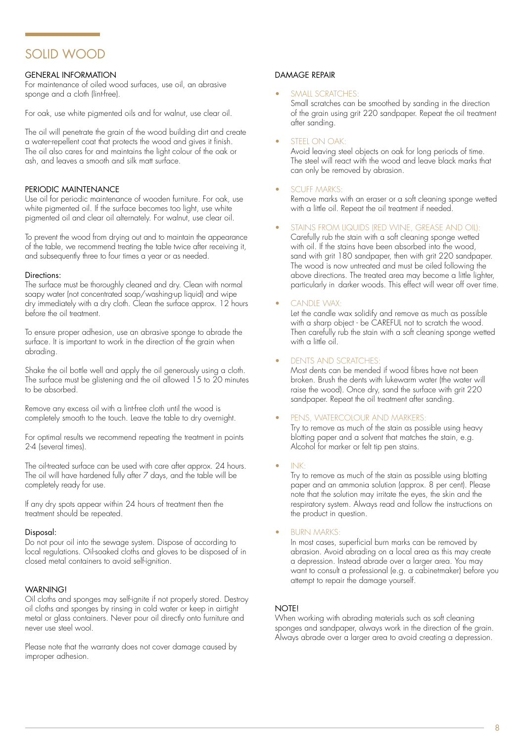# SOLID WOOD

## GENERAL INFORMATION

For maintenance of oiled wood surfaces, use oil, an abrasive sponge and a cloth (lint-free).

For oak, use white pigmented oils and for walnut, use clear oil.

The oil will penetrate the grain of the wood building dirt and create a water-repellent coat that protects the wood and gives it finish. The oil also cares for and maintains the light colour of the oak or ash, and leaves a smooth and silk matt surface.

## PERIODIC MAINTENANCE

Use oil for periodic maintenance of wooden furniture. For oak, use white pigmented oil. If the surface becomes too light, use white pigmented oil and clear oil alternately. For walnut, use clear oil.

To prevent the wood from drying out and to maintain the appearance of the table, we recommend treating the table twice after receiving it, and subsequently three to four times a year or as needed.

### Directions:

The surface must be thoroughly cleaned and dry. Clean with normal soapy water (not concentrated soap/washing-up liquid) and wipe dry immediately with a dry cloth. Clean the surface approx. 12 hours before the oil treatment.

To ensure proper adhesion, use an abrasive sponge to abrade the surface. It is important to work in the direction of the grain when abrading.

Shake the oil bottle well and apply the oil generously using a cloth. The surface must be glistening and the oil allowed 15 to 20 minutes to be absorbed.

Remove any excess oil with a lint-free cloth until the wood is completely smooth to the touch. Leave the table to dry overnight.

For optimal results we recommend repeating the treatment in points 2-4 (several times).

The oil-treated surface can be used with care after approx. 24 hours. The oil will have hardened fully after 7 days, and the table will be completely ready for use.

If any dry spots appear within 24 hours of treatment then the treatment should be repeated.

### Disposal:

Do not pour oil into the sewage system. Dispose of according to local regulations. Oil-soaked cloths and gloves to be disposed of in closed metal containers to avoid self-ignition.

## WARNING!

Oil cloths and sponges may self-ignite if not properly stored. Destroy oil cloths and sponges by rinsing in cold water or keep in airtight metal or glass containers. Never pour oil directly onto furniture and never use steel wool.

Please note that the warranty does not cover damage caused by improper adhesion.

## DAMAGE REPAIR

- SMALL SCRATCHES:
  Small scratches can be smoothed by sanding in the direction of the grain using grit 220 sandpaper. Repeat the oil treatment after sanding.

- STEEL ON OAK:
  Avoid leaving steel objects on oak for long periods of time. The steel will react with the wood and leave black marks that can only be removed by abrasion.

- SCUFF MARKS:
  Remove marks with an eraser or a soft cleaning sponge wetted with a little oil. Repeat the oil treatment if needed.

- STAINS FROM LIQUIDS (RED WINE, GREASE AND OIL):
  Carefully rub the stain with a soft cleaning sponge wetted with oil. If the stains have been absorbed into the wood, sand with grit 180 sandpaper, then with grit 220 sandpaper. The wood is now untreated and must be oiled following the above directions. The treated area may become a little lighter, particularly in darker woods. This effect will wear off over time.

- CANDLE WAX:
  Let the candle wax solidify and remove as much as possible with a sharp object - be CAREFUL not to scratch the wood. Then carefully rub the stain with a soft cleaning sponge wetted with a little oil.

- DENTS AND SCRATCHES:
  Most dents can be mended if wood fibres have not been broken. Brush the dents with lukewarm water (the water will raise the wood). Once dry, sand the surface with grit 220 sandpaper. Repeat the oil treatment after sanding.

- PENS, WATERCOLOUR AND MARKERS:
  Try to remove as much of the stain as possible using heavy blotting paper and a solvent that matches the stain, e.g. Alcohol for marker or felt tip pen stains.

- INK:
  Try to remove as much of the stain as possible using blotting paper and an ammonia solution (approx. 8 per cent). Please note that the solution may irritate the eyes, the skin and the respiratory system. Always read and follow the instructions on the product in question.

- BURN MARKS:
  In most cases, superficial burn marks can be removed by abrasion. Avoid abrading on a local area as this may create a depression. Instead abrade over a larger area. You may want to consult a professional (e.g. a cabinetmaker) before you attempt to repair the damage yourself.

## NOTE!

When working with abrading materials such as soft cleaning sponges and sandpaper, always work in the direction of the grain. Always abrade over a larger area to avoid creating a depression.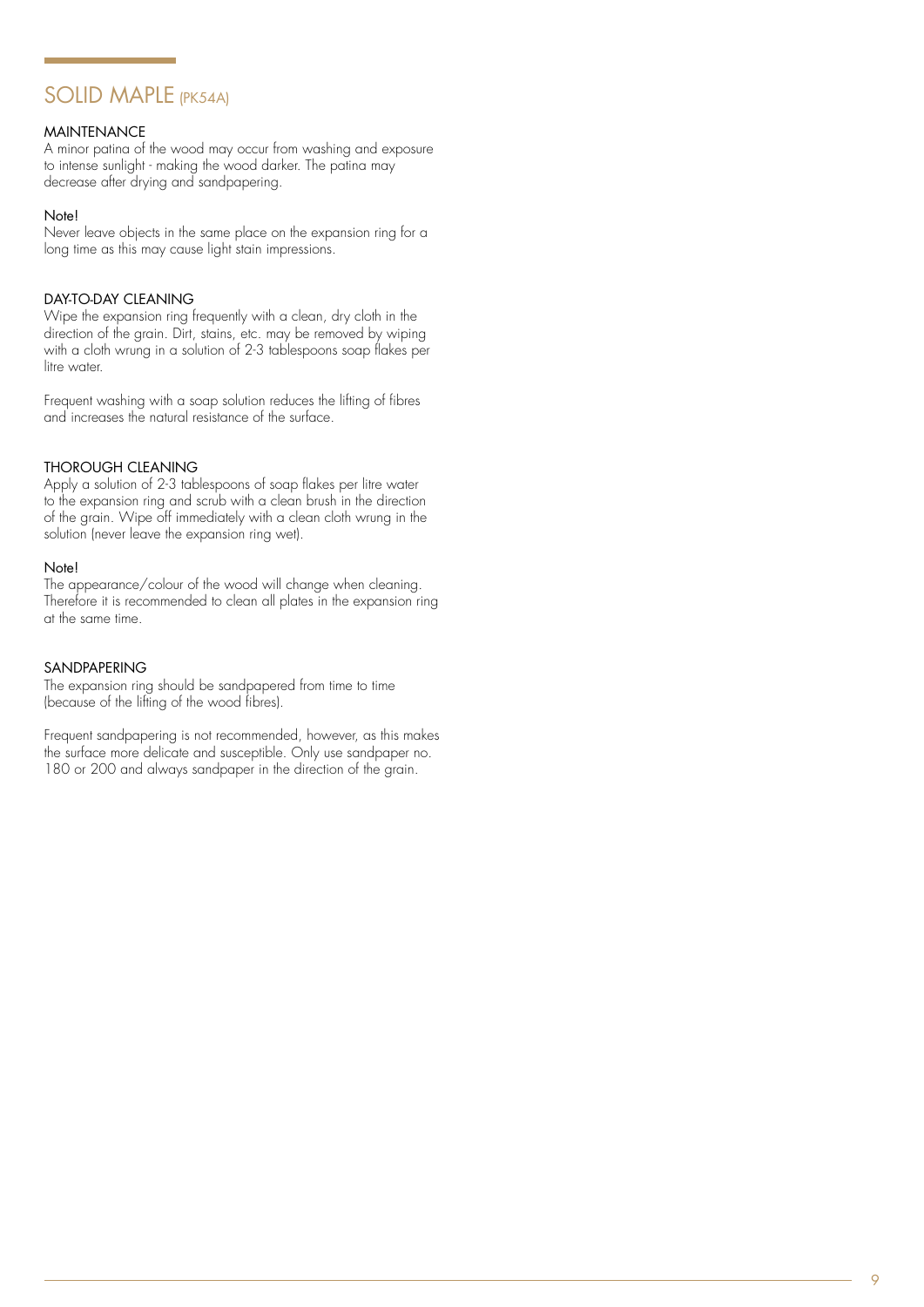# SOLID MAPLE (PK54A)

## MAINTENANCE

A minor patina of the wood may occur from washing and exposure to intense sunlight - making the wood darker. The patina may decrease after drying and sandpapering.

**Note!**

Never leave objects in the same place on the expansion ring for a long time as this may cause light stain impressions.

## DAY-TO-DAY CLEANING

Wipe the expansion ring frequently with a clean, dry cloth in the direction of the grain. Dirt, stains, etc. may be removed by wiping with a cloth wrung in a solution of 2-3 tablespoons soap flakes per litre water.

Frequent washing with a soap solution reduces the lifting of fibres and increases the natural resistance of the surface.

## THOROUGH CLEANING

Apply a solution of 2-3 tablespoons of soap flakes per litre water to the expansion ring and scrub with a clean brush in the direction of the grain. Wipe off immediately with a clean cloth wrung in the solution (never leave the expansion ring wet).

**Note!**

The appearance/colour of the wood will change when cleaning. Therefore it is recommended to clean all plates in the expansion ring at the same time.

## SANDPAPERING

The expansion ring should be sandpapered from time to time (because of the lifting of the wood fibres).

Frequent sandpapering is not recommended, however, as this makes the surface more delicate and susceptible. Only use sandpaper no. 180 or 200 and always sandpaper in the direction of the grain.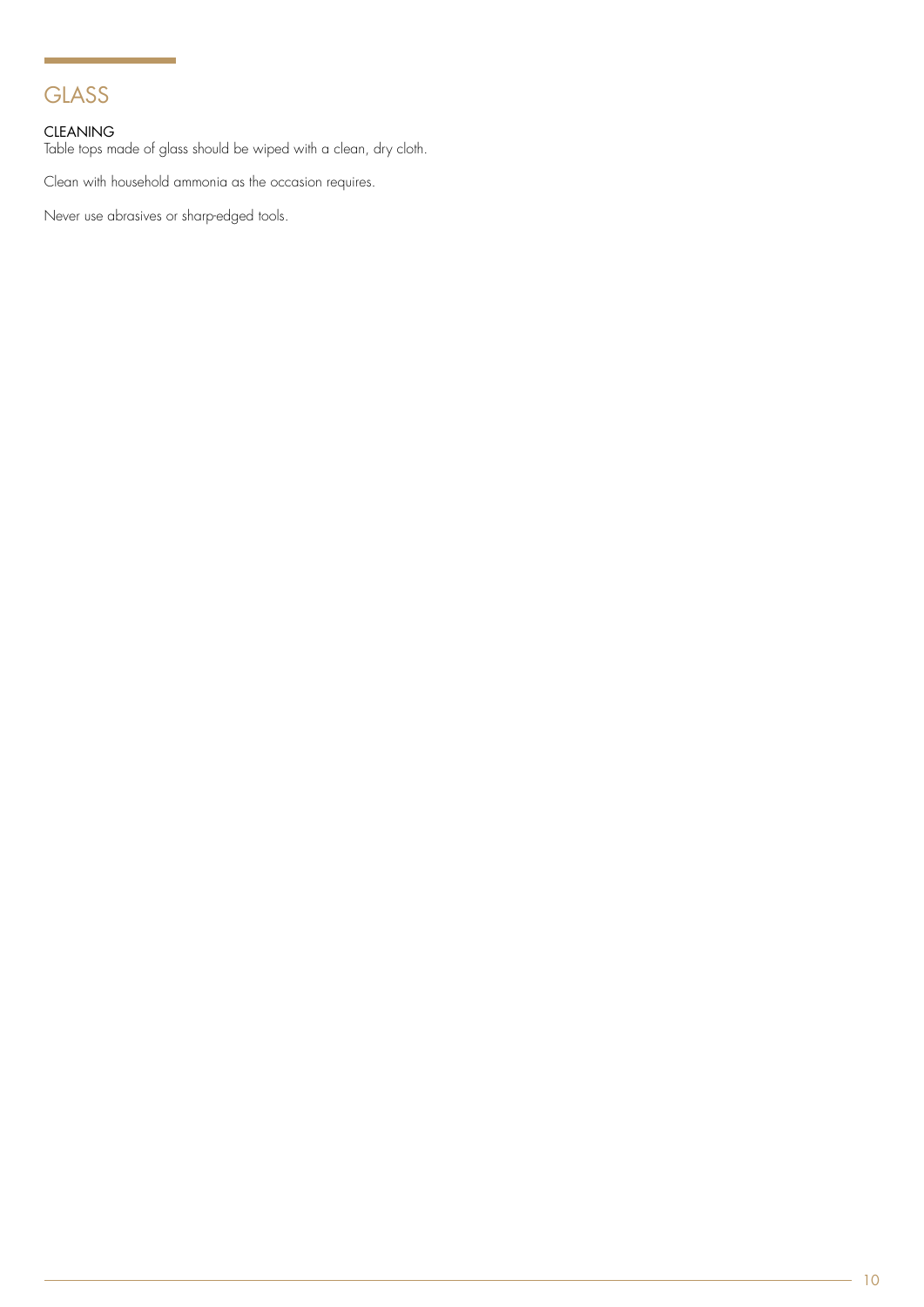## GLASS

### CLEANING

Table tops made of glass should be wiped with a clean, dry cloth.

Clean with household ammonia as the occasion requires.

Never use abrasives or sharp-edged tools.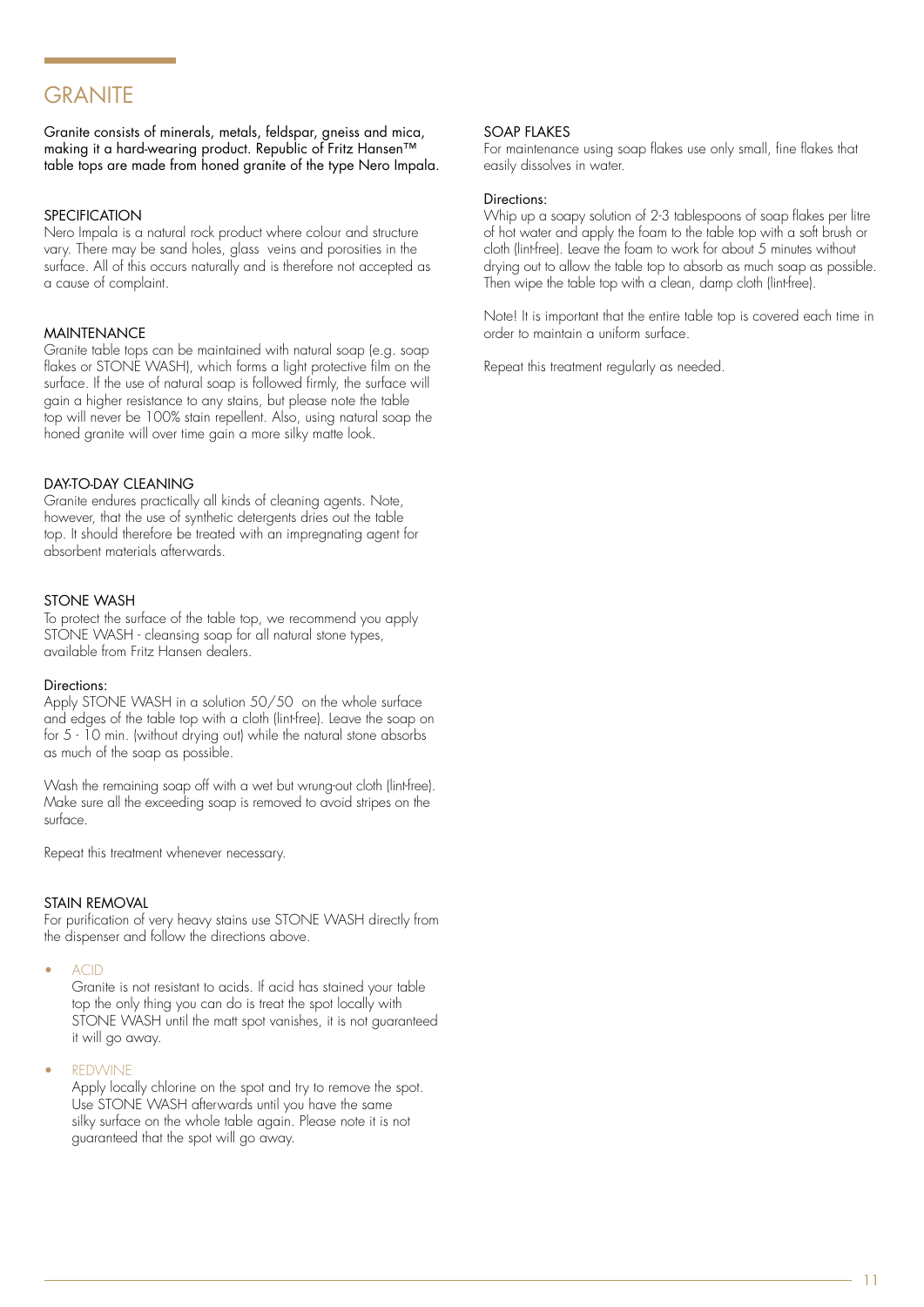# GRANITE

Granite consists of minerals, metals, feldspar, gneiss and mica, making it a hard-wearing product. Republic of Fritz Hansen™ table tops are made from honed granite of the type Nero Impala.

## SPECIFICATION

Nero Impala is a natural rock product where colour and structure vary. There may be sand holes, glass veins and porosities in the surface. All of this occurs naturally and is therefore not accepted as a cause of complaint.

## MAINTENANCE

Granite table tops can be maintained with natural soap (e.g. soap flakes or STONE WASH), which forms a light protective film on the surface. If the use of natural soap is followed firmly, the surface will gain a higher resistance to any stains, but please note the table top will never be 100% stain repellent. Also, using natural soap the honed granite will over time gain a more silky matte look.

## DAY-TO-DAY CLEANING

Granite endures practically all kinds of cleaning agents. Note, however, that the use of synthetic detergents dries out the table top. It should therefore be treated with an impregnating agent for absorbent materials afterwards.

## STONE WASH

To protect the surface of the table top, we recommend you apply STONE WASH - cleansing soap for all natural stone types, available from Fritz Hansen dealers.

Directions:

Apply STONE WASH in a solution 50/50 on the whole surface and edges of the table top with a cloth (lint-free). Leave the soap on for 5 - 10 min. (without drying out) while the natural stone absorbs as much of the soap as possible.

Wash the remaining soap off with a wet but wrung-out cloth (lint-free). Make sure all the exceeding soap is removed to avoid stripes on the surface.

Repeat this treatment whenever necessary.

## STAIN REMOVAL

For purification of very heavy stains use STONE WASH directly from the dispenser and follow the directions above.

- ACID

  Granite is not resistant to acids. If acid has stained your table top the only thing you can do is treat the spot locally with STONE WASH until the matt spot vanishes, it is not guaranteed it will go away.

- REDWINE

  Apply locally chlorine on the spot and try to remove the spot. Use STONE WASH afterwards until you have the same silky surface on the whole table again. Please note it is not guaranteed that the spot will go away.

## SOAP FLAKES

For maintenance using soap flakes use only small, fine flakes that easily dissolves in water.

Directions:

Whip up a soapy solution of 2-3 tablespoons of soap flakes per litre of hot water and apply the foam to the table top with a soft brush or cloth (lint-free). Leave the foam to work for about 5 minutes without drying out to allow the table top to absorb as much soap as possible. Then wipe the table top with a clean, damp cloth (lint-free).

Note! It is important that the entire table top is covered each time in order to maintain a uniform surface.

Repeat this treatment regularly as needed.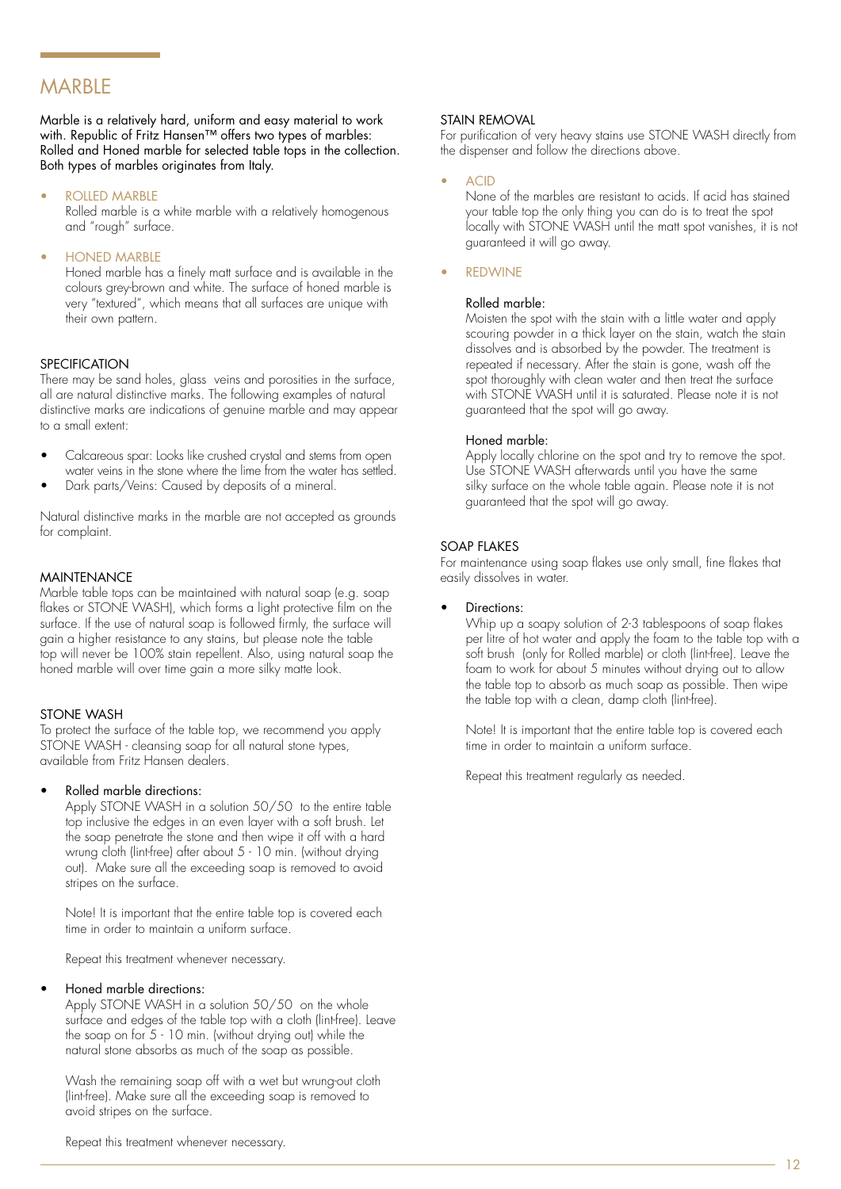# MARBLE

Marble is a relatively hard, uniform and easy material to work with. Republic of Fritz Hansen™ offers two types of marbles: Rolled and Honed marble for selected table tops in the collection. Both types of marbles originates from Italy.

- ROLLED MARBLE
  Rolled marble is a white marble with a relatively homogenous and "rough" surface.

- HONED MARBLE
  Honed marble has a finely matt surface and is available in the colours grey-brown and white. The surface of honed marble is very "textured", which means that all surfaces are unique with their own pattern.

## SPECIFICATION

There may be sand holes, glass veins and porosities in the surface, all are natural distinctive marks. The following examples of natural distinctive marks are indications of genuine marble and may appear to a small extent:

- Calcareous spar: Looks like crushed crystal and stems from open water veins in the stone where the lime from the water has settled.
- Dark parts/Veins: Caused by deposits of a mineral.

Natural distinctive marks in the marble are not accepted as grounds for complaint.

## MAINTENANCE

Marble table tops can be maintained with natural soap (e.g. soap flakes or STONE WASH), which forms a light protective film on the surface. If the use of natural soap is followed firmly, the surface will gain a higher resistance to any stains, but please note the table top will never be 100% stain repellent. Also, using natural soap the honed marble will over time gain a more silky matte look.

## STONE WASH

To protect the surface of the table top, we recommend you apply STONE WASH - cleansing soap for all natural stone types, available from Fritz Hansen dealers.

- Rolled marble directions:
  Apply STONE WASH in a solution 50/50 to the entire table top inclusive the edges in an even layer with a soft brush. Let the soap penetrate the stone and then wipe it off with a hard wrung cloth (lint-free) after about 5 - 10 min. (without drying out). Make sure all the exceeding soap is removed to avoid stripes on the surface.

  Note! It is important that the entire table top is covered each time in order to maintain a uniform surface.

  Repeat this treatment whenever necessary.

- Honed marble directions:
  Apply STONE WASH in a solution 50/50 on the whole surface and edges of the table top with a cloth (lint-free). Leave the soap on for 5 - 10 min. (without drying out) while the natural stone absorbs as much of the soap as possible.

  Wash the remaining soap off with a wet but wrung-out cloth (lint-free). Make sure all the exceeding soap is removed to avoid stripes on the surface.

  Repeat this treatment whenever necessary.

## STAIN REMOVAL

For purification of very heavy stains use STONE WASH directly from the dispenser and follow the directions above.

- ACID
  None of the marbles are resistant to acids. If acid has stained your table top the only thing you can do is to treat the spot locally with STONE WASH until the matt spot vanishes, it is not guaranteed it will go away.

- REDWINE

  Rolled marble:
  Moisten the spot with the stain with a little water and apply scouring powder in a thick layer on the stain, watch the stain dissolves and is absorbed by the powder. The treatment is repeated if necessary. After the stain is gone, wash off the spot thoroughly with clean water and then treat the surface with STONE WASH until it is saturated. Please note it is not guaranteed that the spot will go away.

  Honed marble:
  Apply locally chlorine on the spot and try to remove the spot. Use STONE WASH afterwards until you have the same silky surface on the whole table again. Please note it is not guaranteed that the spot will go away.

## SOAP FLAKES

For maintenance using soap flakes use only small, fine flakes that easily dissolves in water.

- Directions:
  Whip up a soapy solution of 2-3 tablespoons of soap flakes per litre of hot water and apply the foam to the table top with a soft brush (only for Rolled marble) or cloth (lint-free). Leave the foam to work for about 5 minutes without drying out to allow the table top to absorb as much soap as possible. Then wipe the table top with a clean, damp cloth (lint-free).

  Note! It is important that the entire table top is covered each time in order to maintain a uniform surface.

  Repeat this treatment regularly as needed.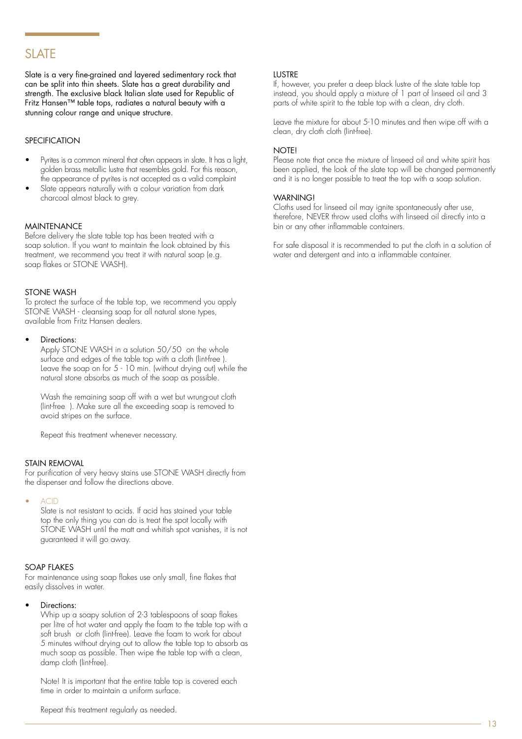# SLATE

Slate is a very fine-grained and layered sedimentary rock that can be split into thin sheets. Slate has a great durability and strength. The exclusive black Italian slate used for Republic of Fritz Hansen™ table tops, radiates a natural beauty with a stunning colour range and unique structure.

## SPECIFICATION

- Pyrites is a common mineral that often appears in slate. It has a light, golden brass metallic lustre that resembles gold. For this reason, the appearance of pyrites is not accepted as a valid complaint
- Slate appears naturally with a colour variation from dark charcoal almost black to grey.

## MAINTENANCE

Before delivery the slate table top has been treated with a soap solution. If you want to maintain the look obtained by this treatment, we recommend you treat it with natural soap (e.g. soap flakes or STONE WASH).

## STONE WASH

To protect the surface of the table top, we recommend you apply STONE WASH - cleansing soap for all natural stone types, available from Fritz Hansen dealers.

- Directions:

  Apply STONE WASH in a solution 50/50 on the whole surface and edges of the table top with a cloth (lint-free ). Leave the soap on for 5 - 10 min. (without drying out) while the natural stone absorbs as much of the soap as possible.

  Wash the remaining soap off with a wet but wrung-out cloth (lint-free ). Make sure all the exceeding soap is removed to avoid stripes on the surface.

  Repeat this treatment whenever necessary.

## STAIN REMOVAL

For purification of very heavy stains use STONE WASH directly from the dispenser and follow the directions above.

- ACID

  Slate is not resistant to acids. If acid has stained your table top the only thing you can do is treat the spot locally with STONE WASH until the matt and whitish spot vanishes, it is not guaranteed it will go away.

## SOAP FLAKES

For maintenance using soap flakes use only small, fine flakes that easily dissolves in water.

- Directions:

  Whip up a soapy solution of 2-3 tablespoons of soap flakes per litre of hot water and apply the foam to the table top with a soft brush or cloth (lint-free). Leave the foam to work for about 5 minutes without drying out to allow the table top to absorb as much soap as possible. Then wipe the table top with a clean, damp cloth (lint-free).

  Note! It is important that the entire table top is covered each time in order to maintain a uniform surface.

  Repeat this treatment regularly as needed.

## LUSTRE

If, however, you prefer a deep black lustre of the slate table top instead, you should apply a mixture of 1 part of linseed oil and 3 parts of white spirit to the table top with a clean, dry cloth.

Leave the mixture for about 5-10 minutes and then wipe off with a clean, dry cloth cloth (lint-free).

## NOTE!

Please note that once the mixture of linseed oil and white spirit has been applied, the look of the slate top will be changed permanently and it is no longer possible to treat the top with a soap solution.

## WARNING!

Cloths used for linseed oil may ignite spontaneously after use, therefore, NEVER throw used cloths with linseed oil directly into a bin or any other inflammable containers.

For safe disposal it is recommended to put the cloth in a solution of water and detergent and into a inflammable container.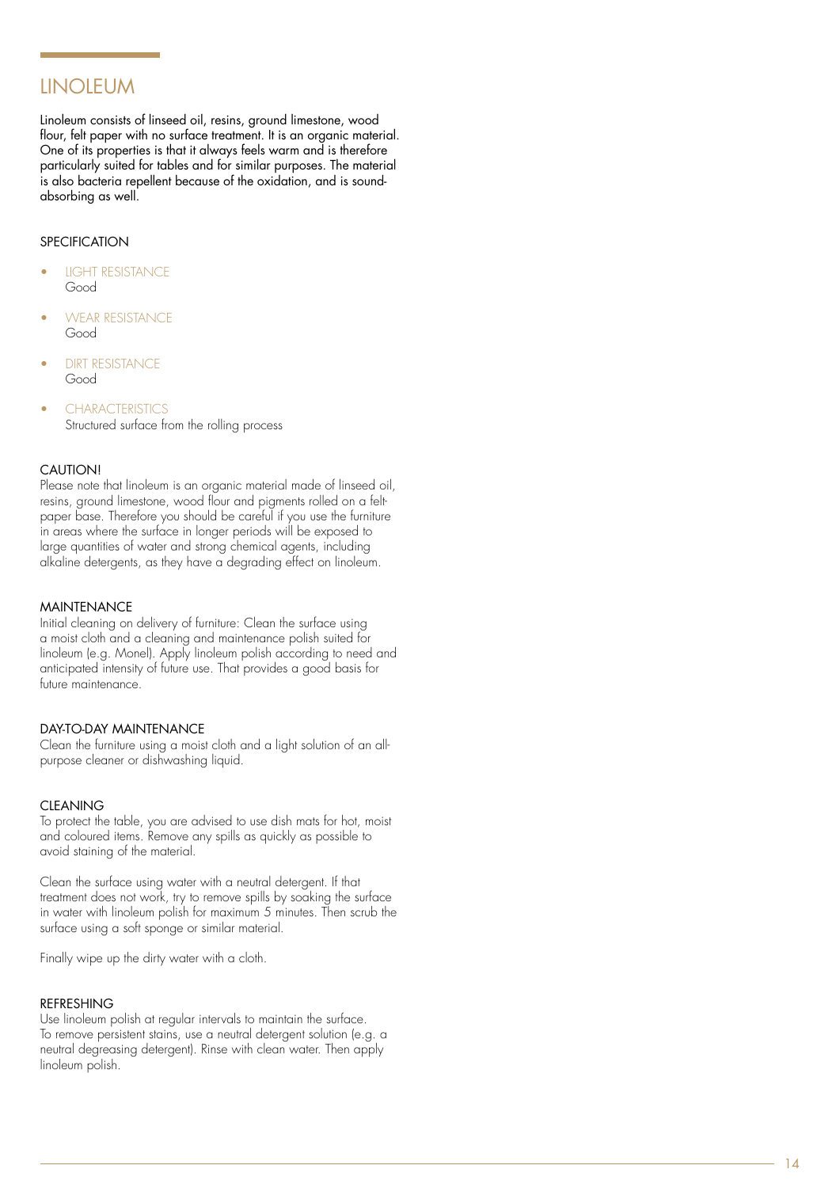# LINOLEUM

Linoleum consists of linseed oil, resins, ground limestone, wood flour, felt paper with no surface treatment. It is an organic material. One of its properties is that it always feels warm and is therefore particularly suited for tables and for similar purposes. The material is also bacteria repellent because of the oxidation, and is sound-absorbing as well.

## SPECIFICATION

- LIGHT RESISTANCE
  Good
- WEAR RESISTANCE
  Good
- DIRT RESISTANCE
  Good
- CHARACTERISTICS
  Structured surface from the rolling process

## CAUTION!

Please note that linoleum is an organic material made of linseed oil, resins, ground limestone, wood flour and pigments rolled on a felt-paper base. Therefore you should be careful if you use the furniture in areas where the surface in longer periods will be exposed to large quantities of water and strong chemical agents, including alkaline detergents, as they have a degrading effect on linoleum.

## MAINTENANCE

Initial cleaning on delivery of furniture: Clean the surface using a moist cloth and a cleaning and maintenance polish suited for linoleum (e.g. Monel). Apply linoleum polish according to need and anticipated intensity of future use. That provides a good basis for future maintenance.

## DAY-TO-DAY MAINTENANCE

Clean the furniture using a moist cloth and a light solution of an all-purpose cleaner or dishwashing liquid.

## CLEANING

To protect the table, you are advised to use dish mats for hot, moist and coloured items. Remove any spills as quickly as possible to avoid staining of the material.

Clean the surface using water with a neutral detergent. If that treatment does not work, try to remove spills by soaking the surface in water with linoleum polish for maximum 5 minutes. Then scrub the surface using a soft sponge or similar material.

Finally wipe up the dirty water with a cloth.

## REFRESHING

Use linoleum polish at regular intervals to maintain the surface. To remove persistent stains, use a neutral detergent solution (e.g. a neutral degreasing detergent). Rinse with clean water. Then apply linoleum polish.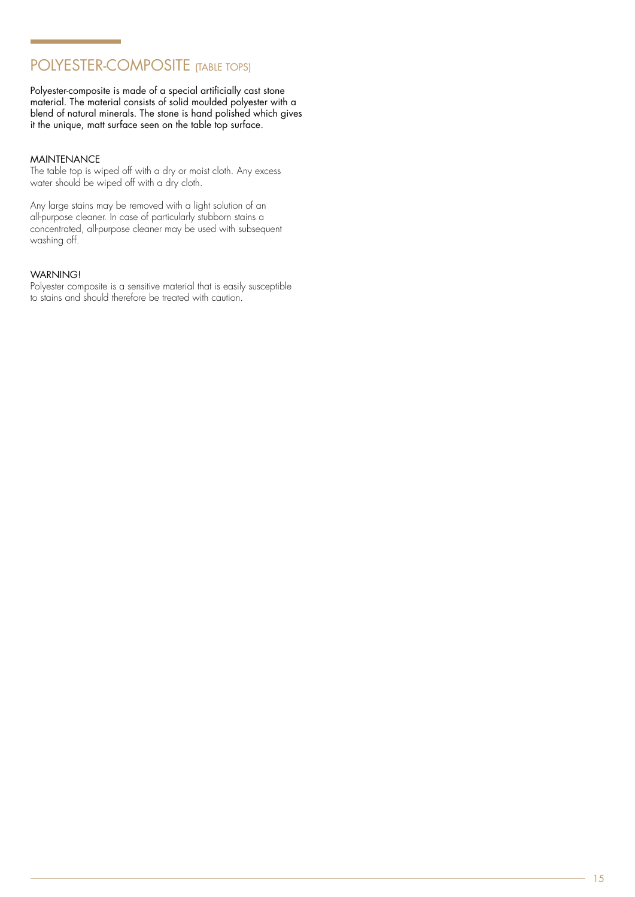## POLYESTER-COMPOSITE (TABLE TOPS)

Polyester-composite is made of a special artificially cast stone material. The material consists of solid moulded polyester with a blend of natural minerals. The stone is hand polished which gives it the unique, matt surface seen on the table top surface.

### MAINTENANCE

The table top is wiped off with a dry or moist cloth. Any excess water should be wiped off with a dry cloth.

Any large stains may be removed with a light solution of an all-purpose cleaner. In case of particularly stubborn stains a concentrated, all-purpose cleaner may be used with subsequent washing off.

### WARNING!

Polyester composite is a sensitive material that is easily susceptible to stains and should therefore be treated with caution.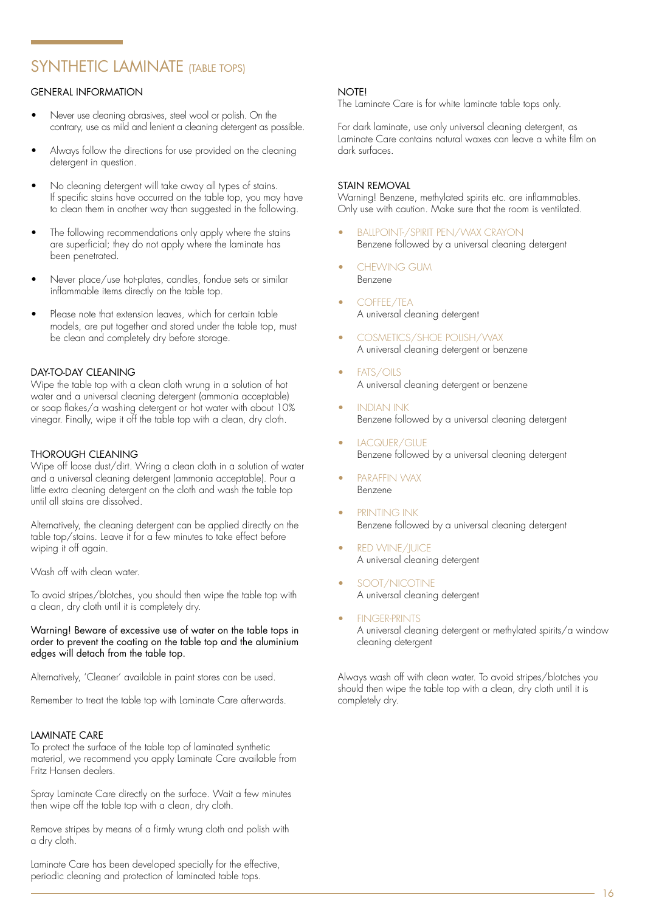# SYNTHETIC LAMINATE (TABLE TOPS)

## GENERAL INFORMATION

- Never use cleaning abrasives, steel wool or polish. On the contrary, use as mild and lenient a cleaning detergent as possible.
- Always follow the directions for use provided on the cleaning detergent in question.
- No cleaning detergent will take away all types of stains. If specific stains have occurred on the table top, you may have to clean them in another way than suggested in the following.
- The following recommendations only apply where the stains are superficial; they do not apply where the laminate has been penetrated.
- Never place/use hot-plates, candles, fondue sets or similar inflammable items directly on the table top.
- Please note that extension leaves, which for certain table models, are put together and stored under the table top, must be clean and completely dry before storage.

## DAY-TO-DAY CLEANING

Wipe the table top with a clean cloth wrung in a solution of hot water and a universal cleaning detergent (ammonia acceptable) or soap flakes/a washing detergent or hot water with about 10% vinegar. Finally, wipe it off the table top with a clean, dry cloth.

## THOROUGH CLEANING

Wipe off loose dust/dirt. Wring a clean cloth in a solution of water and a universal cleaning detergent (ammonia acceptable). Pour a little extra cleaning detergent on the cloth and wash the table top until all stains are dissolved.

Alternatively, the cleaning detergent can be applied directly on the table top/stains. Leave it for a few minutes to take effect before wiping it off again.

Wash off with clean water.

To avoid stripes/blotches, you should then wipe the table top with a clean, dry cloth until it is completely dry.

Warning! Beware of excessive use of water on the table tops in order to prevent the coating on the table top and the aluminium edges will detach from the table top.

Alternatively, 'Cleaner' available in paint stores can be used.

Remember to treat the table top with Laminate Care afterwards.

## LAMINATE CARE

To protect the surface of the table top of laminated synthetic material, we recommend you apply Laminate Care available from Fritz Hansen dealers.

Spray Laminate Care directly on the surface. Wait a few minutes then wipe off the table top with a clean, dry cloth.

Remove stripes by means of a firmly wrung cloth and polish with a dry cloth.

Laminate Care has been developed specially for the effective, periodic cleaning and protection of laminated table tops.

## NOTE!

The Laminate Care is for white laminate table tops only.

For dark laminate, use only universal cleaning detergent, as Laminate Care contains natural waxes can leave a white film on dark surfaces.

## STAIN REMOVAL

Warning! Benzene, methylated spirits etc. are inflammables. Only use with caution. Make sure that the room is ventilated.

- BALLPOINT-/SPIRIT PEN/WAX CRAYON
  Benzene followed by a universal cleaning detergent
- CHEWING GUM
  Benzene
- COFFEE/TEA
  A universal cleaning detergent
- COSMETICS/SHOE POLISH/WAX
  A universal cleaning detergent or benzene
- FATS/OILS
  A universal cleaning detergent or benzene
- INDIAN INK
  Benzene followed by a universal cleaning detergent
- LACQUER/GLUE
  Benzene followed by a universal cleaning detergent
- PARAFFIN WAX
  Benzene
- PRINTING INK
  Benzene followed by a universal cleaning detergent
- RED WINE/JUICE
  A universal cleaning detergent
- SOOT/NICOTINE
  A universal cleaning detergent
- FINGER-PRINTS
  A universal cleaning detergent or methylated spirits/a window cleaning detergent

Always wash off with clean water. To avoid stripes/blotches you should then wipe the table top with a clean, dry cloth until it is completely dry.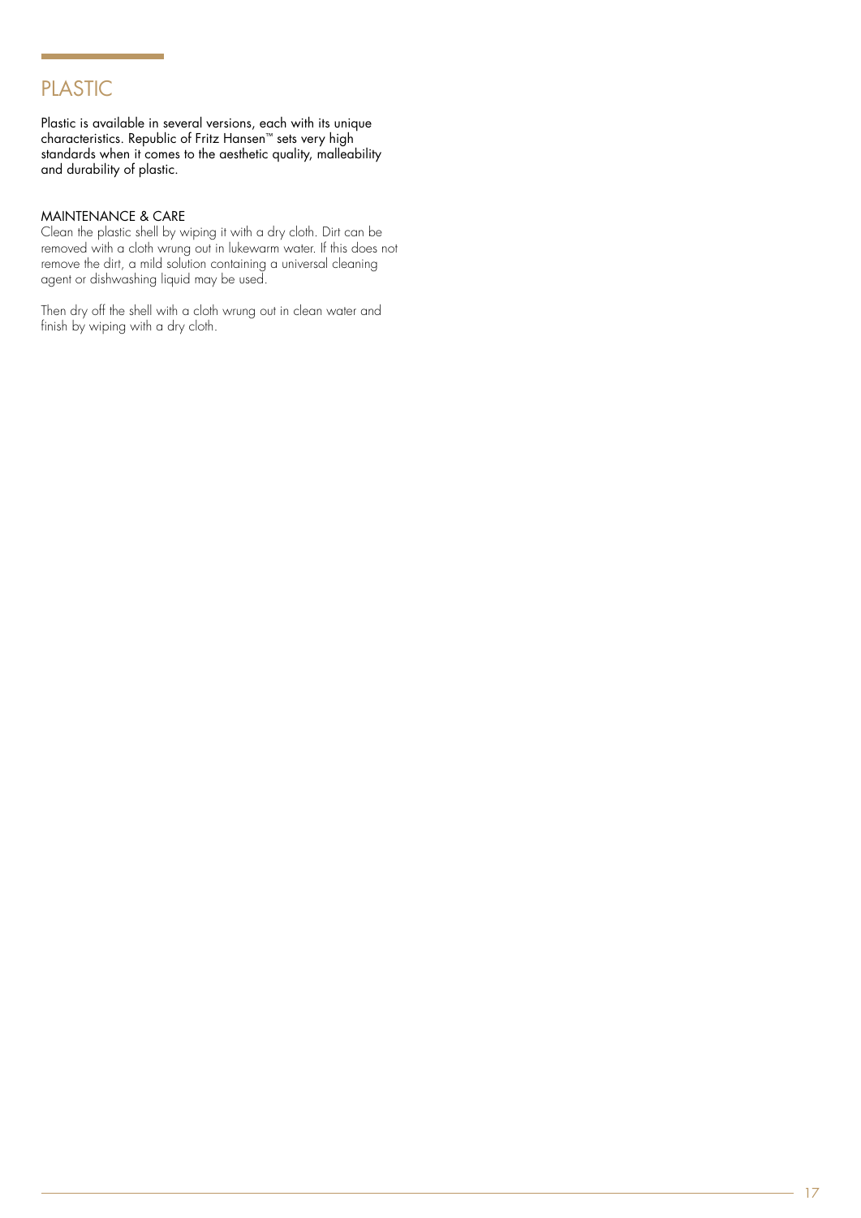# PLASTIC

Plastic is available in several versions, each with its unique characteristics. Republic of Fritz Hansen™ sets very high standards when it comes to the aesthetic quality, malleability and durability of plastic.

## MAINTENANCE & CARE

Clean the plastic shell by wiping it with a dry cloth. Dirt can be removed with a cloth wrung out in lukewarm water. If this does not remove the dirt, a mild solution containing a universal cleaning agent or dishwashing liquid may be used.

Then dry off the shell with a cloth wrung out in clean water and finish by wiping with a dry cloth.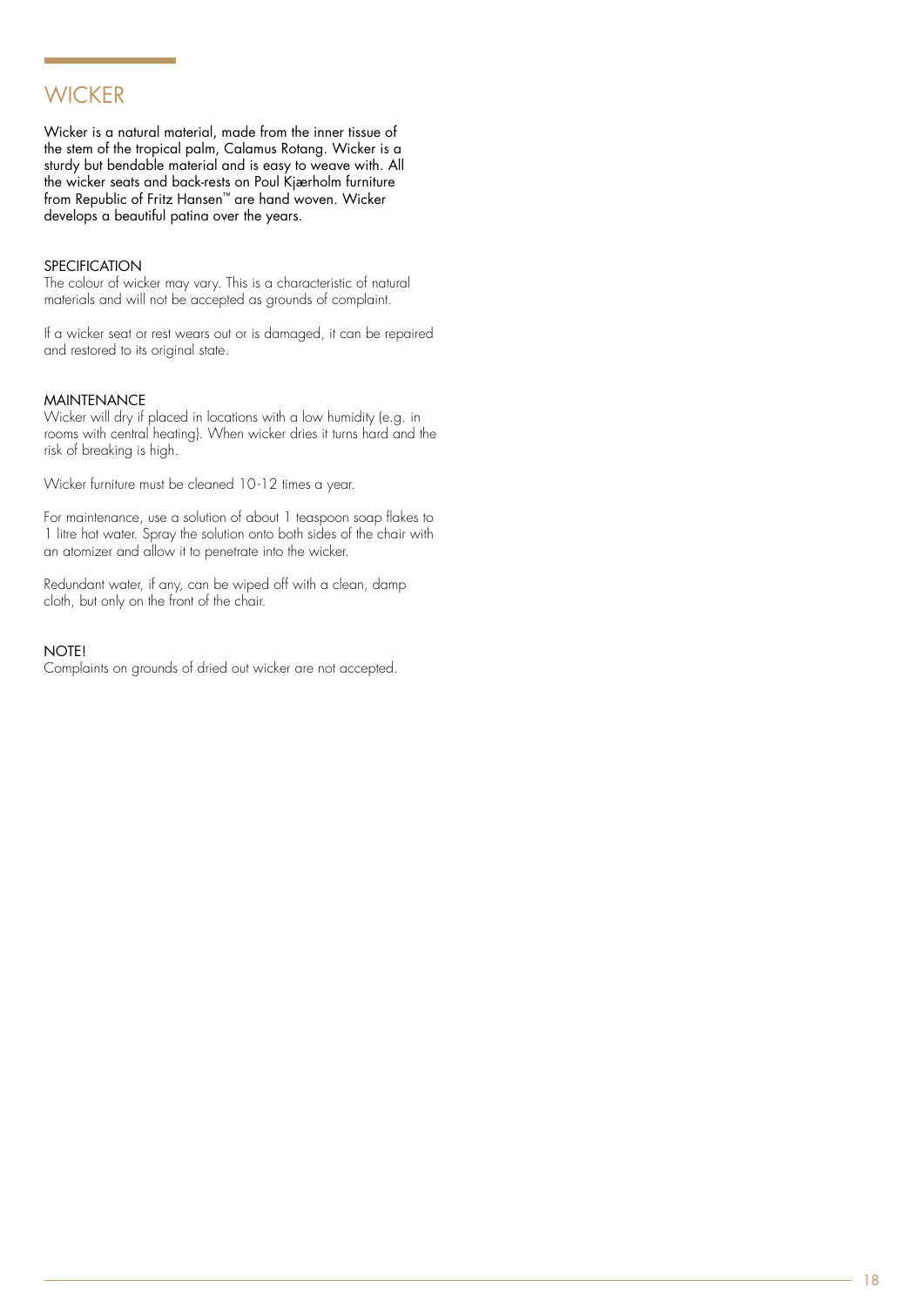# WICKER

Wicker is a natural material, made from the inner tissue of the stem of the tropical palm, Calamus Rotang. Wicker is a sturdy but bendable material and is easy to weave with. All the wicker seats and back-rests on Poul Kjærholm furniture from Republic of Fritz Hansen™ are hand woven. Wicker develops a beautiful patina over the years.

## SPECIFICATION

The colour of wicker may vary. This is a characteristic of natural materials and will not be accepted as grounds of complaint.

If a wicker seat or rest wears out or is damaged, it can be repaired and restored to its original state.

## MAINTENANCE

Wicker will dry if placed in locations with a low humidity (e.g. in rooms with central heating). When wicker dries it turns hard and the risk of breaking is high.

Wicker furniture must be cleaned 10-12 times a year.

For maintenance, use a solution of about 1 teaspoon soap flakes to 1 litre hot water. Spray the solution onto both sides of the chair with an atomizer and allow it to penetrate into the wicker.

Redundant water, if any, can be wiped off with a clean, damp cloth, but only on the front of the chair.

## NOTE!

Complaints on grounds of dried out wicker are not accepted.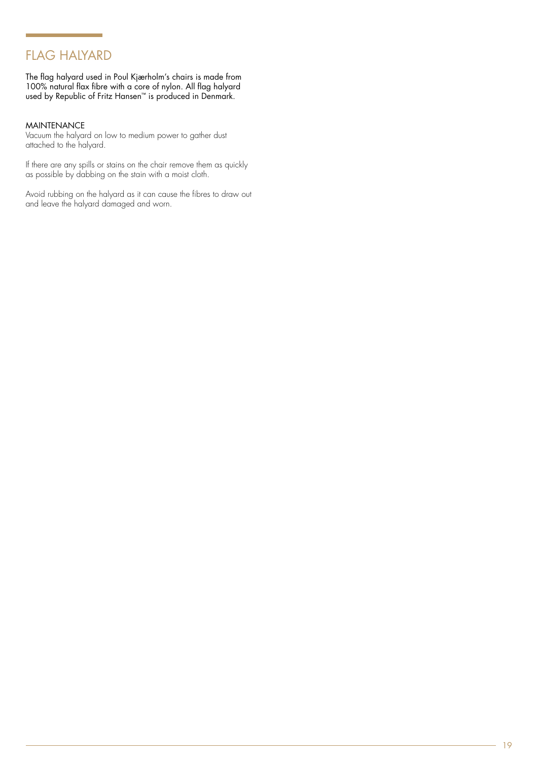# FLAG HALYARD

The flag halyard used in Poul Kjærholm's chairs is made from 100% natural flax fibre with a core of nylon. All flag halyard used by Republic of Fritz Hansen™ is produced in Denmark.

## MAINTENANCE

Vacuum the halyard on low to medium power to gather dust attached to the halyard.

If there are any spills or stains on the chair remove them as quickly as possible by dabbing on the stain with a moist cloth.

Avoid rubbing on the halyard as it can cause the fibres to draw out and leave the halyard damaged and worn.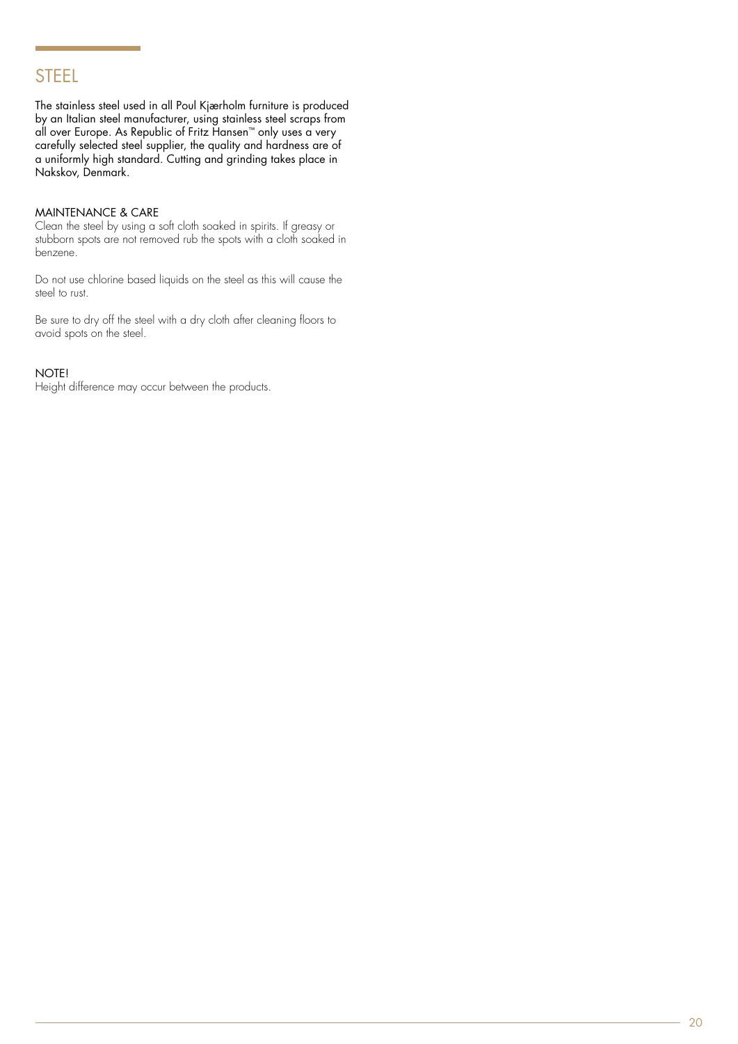## STEEL

The stainless steel used in all Poul Kjærholm furniture is produced by an Italian steel manufacturer, using stainless steel scraps from all over Europe. As Republic of Fritz Hansen™ only uses a very carefully selected steel supplier, the quality and hardness are of a uniformly high standard. Cutting and grinding takes place in Nakskov, Denmark.

### MAINTENANCE & CARE

Clean the steel by using a soft cloth soaked in spirits. If greasy or stubborn spots are not removed rub the spots with a cloth soaked in benzene.

Do not use chlorine based liquids on the steel as this will cause the steel to rust.

Be sure to dry off the steel with a dry cloth after cleaning floors to avoid spots on the steel.

### NOTE!

Height difference may occur between the products.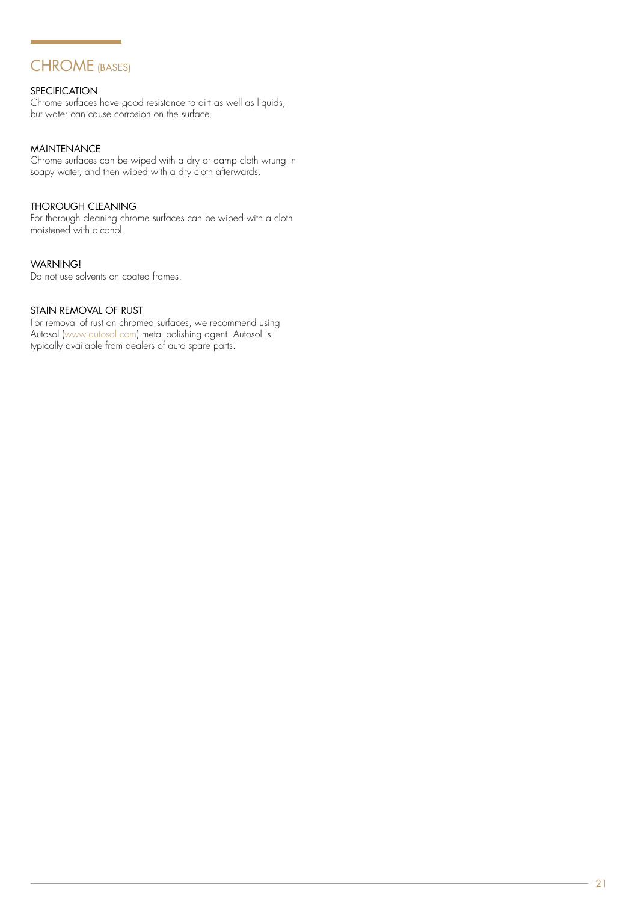# CHROME (BASES)

## SPECIFICATION

Chrome surfaces have good resistance to dirt as well as liquids, but water can cause corrosion on the surface.

## MAINTENANCE

Chrome surfaces can be wiped with a dry or damp cloth wrung in soapy water, and then wiped with a dry cloth afterwards.

## THOROUGH CLEANING

For thorough cleaning chrome surfaces can be wiped with a cloth moistened with alcohol.

## WARNING!

Do not use solvents on coated frames.

## STAIN REMOVAL OF RUST

For removal of rust on chromed surfaces, we recommend using Autosol (www.autosol.com) metal polishing agent. Autosol is typically available from dealers of auto spare parts.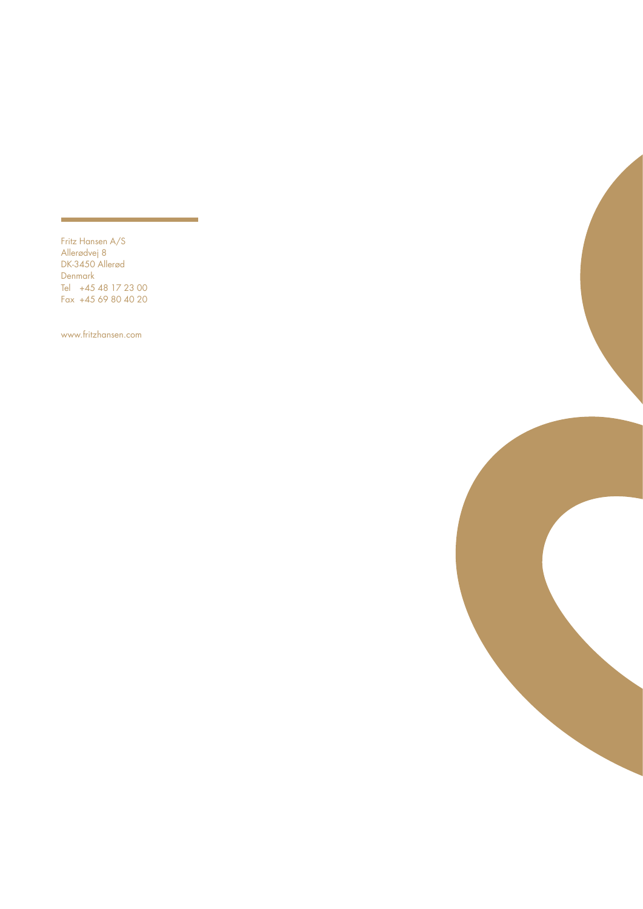Fritz Hansen A/S
Allerødvej 8
DK-3450 Allerød
Denmark
Tel +45 48 17 23 00
Fax +45 69 80 40 20

www.fritzhansen.com